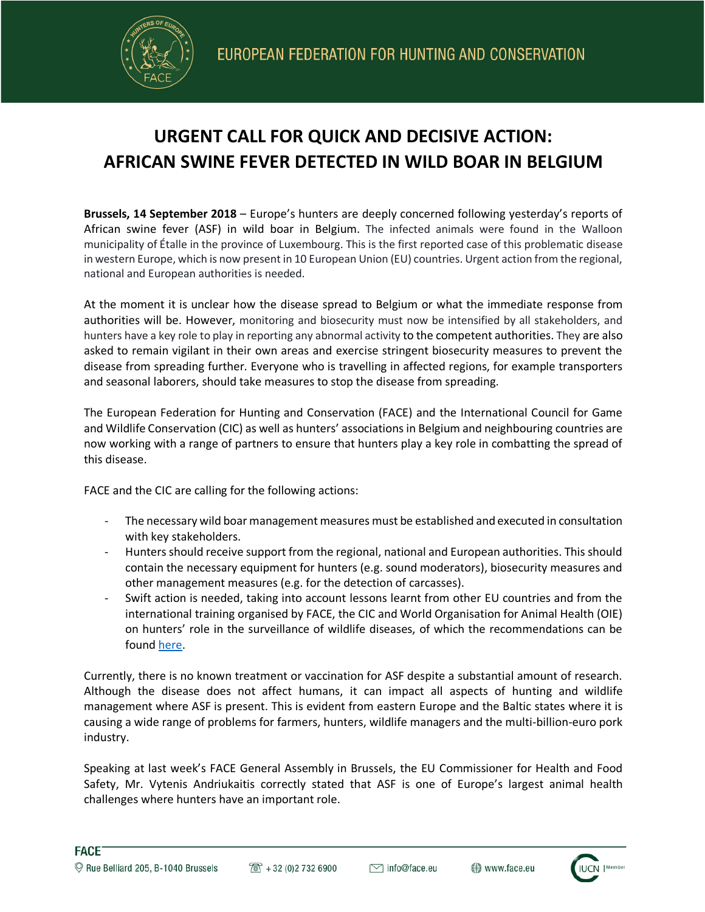# URGENT CALL FOR QUICK AND DECISIVE ACTION: AFRICAN SWINE FEVER DETECTED IN WILD BOAR IN BELGIUM

**Brussels, 14 September 2018** – Europe's hunters are deeply concerned following yesterday's reports of African swine fever (ASF) in wild boar in Belgium. The infected animals were found in the Walloon municipality of Étalle in the province of Luxembourg. This is the first reported case of this problematic disease in western Europe, which is now present in 10 European Union (EU) countries. Urgent action from the regional, national and European authorities is needed.

At the moment it is unclear how the disease spread to Belgium or what the immediate response from authorities will be. However, monitoring and biosecurity must now be intensified by all stakeholders, and hunters have a key role to play in reporting any abnormal activity to the competent authorities. They are also asked to remain vigilant in their own areas and exercise stringent biosecurity measures to prevent the disease from spreading further. Everyone who is travelling in affected regions, for example transporters and seasonal laborers, should take measures to stop the disease from spreading.

The European Federation for Hunting and Conservation (FACE) and the International Council for Game and Wildlife Conservation (CIC) as well as hunters' associations in Belgium and neighbouring countries are now working with a range of partners to ensure that hunters play a key role in combatting the spread of this disease.

FACE and the CIC are calling for the following actions:

- The necessary wild boar management measures must be established and executed in consultation with key stakeholders.
- Hunters should receive support from the regional, national and European authorities. This should contain the necessary equipment for hunters (e.g. sound moderators), biosecurity measures and other management measures (e.g. for the detection of carcasses).
- Swift action is needed, taking into account lessons learnt from other EU countries and from the international training organised by FACE, the CIC and World Organisation for Animal Health (OIE) on hunters' role in the surveillance of wildlife diseases, of which the recommendations can be found here.

Currently, there is no known treatment or vaccination for ASF despite a substantial amount of research. Although the disease does not affect humans, it can impact all aspects of hunting and wildlife management where ASF is present. This is evident from eastern Europe and the Baltic states where it is causing a wide range of problems for farmers, hunters, wildlife managers and the multi-billion-euro pork industry.

Speaking at last week's FACE General Assembly in Brussels, the EU Commissioner for Health and Food Safety, Mr. Vytenis Andriukaitis correctly stated that ASF is one of Europe's largest animal health challenges where hunters have an important role.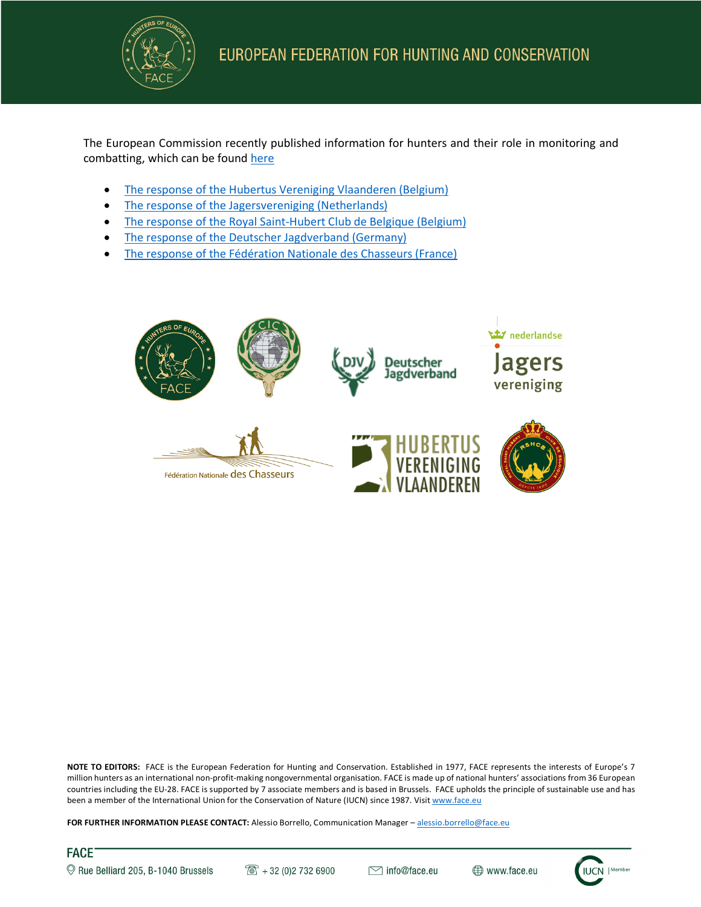The European Commission recently published information for hunters and their role in monitoring and combatting, which can be found here

- The response of the Hubertus Vereniging Vlaanderen (Belgium)
- The response of the Jagersvereniging (Netherlands)
- The response of the Royal Saint-Hubert Club de Belgique (Belgium)
- The response of the Deutscher Jagdverband (Germany)
- The response of the Fédération Nationale des Chasseurs (France)

**NOTE TO EDITORS:** FACE is the European Federation for Hunting and Conservation. Established in 1977, FACE represents the interests of Europe's 7 million hunters as an international non-profit-making nongovernmental organisation. FACE is made up of national hunters' associations from 36 European countries including the EU-28. FACE is supported by 7 associate members and is based in Brussels. FACE upholds the principle of sustainable use and has been a member of the International Union for the Conservation of Nature (IUCN) since 1987. Visit www.face.eu

**FOR FURTHER INFORMATION PLEASE CONTACT:** Alessio Borrello, Communication Manager – alessio.borrello@face.eu